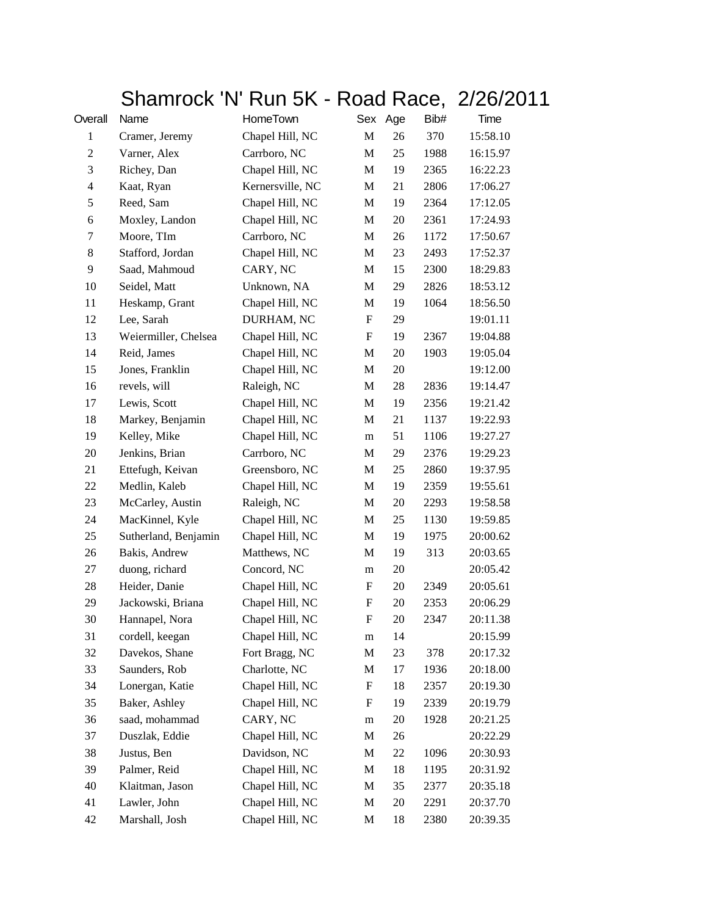# Shamrock 'N' Run 5K - Road Race, 2/26/2011

| Overall | Name | HomeTown | Sex | Age | Bib# | Time |
|---|---|---|---|---|---|---|
| 1 | Cramer, Jeremy | Chapel Hill, NC | M | 26 | 370 | 15:58.10 |
| 2 | Varner, Alex | Carrboro, NC | M | 25 | 1988 | 16:15.97 |
| 3 | Richey, Dan | Chapel Hill, NC | M | 19 | 2365 | 16:22.23 |
| 4 | Kaat, Ryan | Kernersville, NC | M | 21 | 2806 | 17:06.27 |
| 5 | Reed, Sam | Chapel Hill, NC | M | 19 | 2364 | 17:12.05 |
| 6 | Moxley, Landon | Chapel Hill, NC | M | 20 | 2361 | 17:24.93 |
| 7 | Moore, TIm | Carrboro, NC | M | 26 | 1172 | 17:50.67 |
| 8 | Stafford, Jordan | Chapel Hill, NC | M | 23 | 2493 | 17:52.37 |
| 9 | Saad, Mahmoud | CARY, NC | M | 15 | 2300 | 18:29.83 |
| 10 | Seidel, Matt | Unknown, NA | M | 29 | 2826 | 18:53.12 |
| 11 | Heskamp, Grant | Chapel Hill, NC | M | 19 | 1064 | 18:56.50 |
| 12 | Lee, Sarah | DURHAM, NC | F | 29 | | 19:01.11 |
| 13 | Weiermiller, Chelsea | Chapel Hill, NC | F | 19 | 2367 | 19:04.88 |
| 14 | Reid, James | Chapel Hill, NC | M | 20 | 1903 | 19:05.04 |
| 15 | Jones, Franklin | Chapel Hill, NC | M | 20 | | 19:12.00 |
| 16 | revels, will | Raleigh, NC | M | 28 | 2836 | 19:14.47 |
| 17 | Lewis, Scott | Chapel Hill, NC | M | 19 | 2356 | 19:21.42 |
| 18 | Markey, Benjamin | Chapel Hill, NC | M | 21 | 1137 | 19:22.93 |
| 19 | Kelley, Mike | Chapel Hill, NC | m | 51 | 1106 | 19:27.27 |
| 20 | Jenkins, Brian | Carrboro, NC | M | 29 | 2376 | 19:29.23 |
| 21 | Ettefugh, Keivan | Greensboro, NC | M | 25 | 2860 | 19:37.95 |
| 22 | Medlin, Kaleb | Chapel Hill, NC | M | 19 | 2359 | 19:55.61 |
| 23 | McCarley, Austin | Raleigh, NC | M | 20 | 2293 | 19:58.58 |
| 24 | MacKinnel, Kyle | Chapel Hill, NC | M | 25 | 1130 | 19:59.85 |
| 25 | Sutherland, Benjamin | Chapel Hill, NC | M | 19 | 1975 | 20:00.62 |
| 26 | Bakis, Andrew | Matthews, NC | M | 19 | 313 | 20:03.65 |
| 27 | duong, richard | Concord, NC | m | 20 | | 20:05.42 |
| 28 | Heider, Danie | Chapel Hill, NC | F | 20 | 2349 | 20:05.61 |
| 29 | Jackowski, Briana | Chapel Hill, NC | F | 20 | 2353 | 20:06.29 |
| 30 | Hannapel, Nora | Chapel Hill, NC | F | 20 | 2347 | 20:11.38 |
| 31 | cordell, keegan | Chapel Hill, NC | m | 14 | | 20:15.99 |
| 32 | Davekos, Shane | Fort Bragg, NC | M | 23 | 378 | 20:17.32 |
| 33 | Saunders, Rob | Charlotte, NC | M | 17 | 1936 | 20:18.00 |
| 34 | Lonergan, Katie | Chapel Hill, NC | F | 18 | 2357 | 20:19.30 |
| 35 | Baker, Ashley | Chapel Hill, NC | F | 19 | 2339 | 20:19.79 |
| 36 | saad, mohammad | CARY, NC | m | 20 | 1928 | 20:21.25 |
| 37 | Duszlak, Eddie | Chapel Hill, NC | M | 26 | | 20:22.29 |
| 38 | Justus, Ben | Davidson, NC | M | 22 | 1096 | 20:30.93 |
| 39 | Palmer, Reid | Chapel Hill, NC | M | 18 | 1195 | 20:31.92 |
| 40 | Klaitman, Jason | Chapel Hill, NC | M | 35 | 2377 | 20:35.18 |
| 41 | Lawler, John | Chapel Hill, NC | M | 20 | 2291 | 20:37.70 |
| 42 | Marshall, Josh | Chapel Hill, NC | M | 18 | 2380 | 20:39.35 |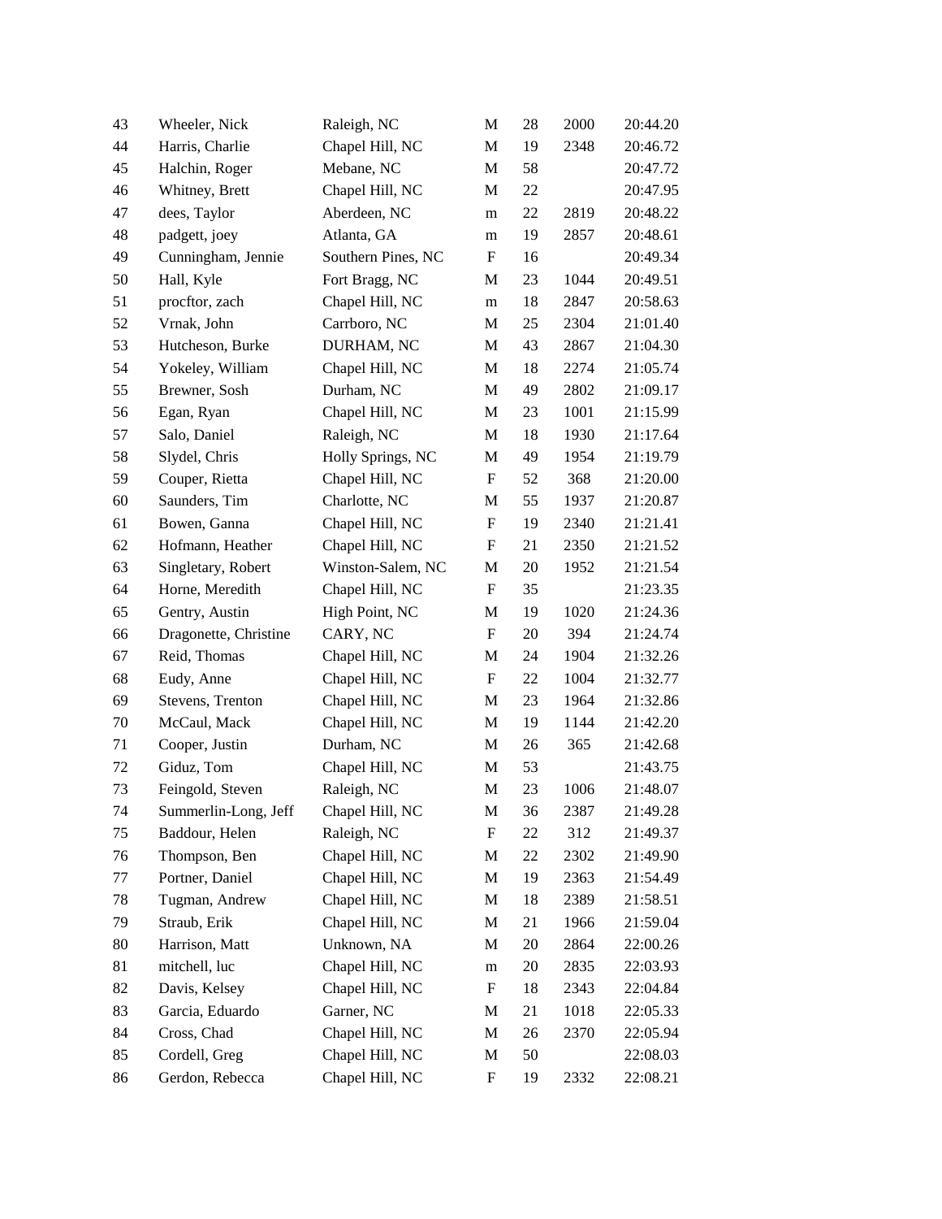| | | | | | | |
|---|---|---|---|---|---|---|
| 43 | Wheeler, Nick | Raleigh, NC | M | 28 | 2000 | 20:44.20 |
| 44 | Harris, Charlie | Chapel Hill, NC | M | 19 | 2348 | 20:46.72 |
| 45 | Halchin, Roger | Mebane, NC | M | 58 | | 20:47.72 |
| 46 | Whitney, Brett | Chapel Hill, NC | M | 22 | | 20:47.95 |
| 47 | dees, Taylor | Aberdeen, NC | m | 22 | 2819 | 20:48.22 |
| 48 | padgett, joey | Atlanta, GA | m | 19 | 2857 | 20:48.61 |
| 49 | Cunningham, Jennie | Southern Pines, NC | F | 16 | | 20:49.34 |
| 50 | Hall, Kyle | Fort Bragg, NC | M | 23 | 1044 | 20:49.51 |
| 51 | procftor, zach | Chapel Hill, NC | m | 18 | 2847 | 20:58.63 |
| 52 | Vrnak, John | Carrboro, NC | M | 25 | 2304 | 21:01.40 |
| 53 | Hutcheson, Burke | DURHAM, NC | M | 43 | 2867 | 21:04.30 |
| 54 | Yokeley, William | Chapel Hill, NC | M | 18 | 2274 | 21:05.74 |
| 55 | Brewner, Sosh | Durham, NC | M | 49 | 2802 | 21:09.17 |
| 56 | Egan, Ryan | Chapel Hill, NC | M | 23 | 1001 | 21:15.99 |
| 57 | Salo, Daniel | Raleigh, NC | M | 18 | 1930 | 21:17.64 |
| 58 | Slydel, Chris | Holly Springs, NC | M | 49 | 1954 | 21:19.79 |
| 59 | Couper, Rietta | Chapel Hill, NC | F | 52 | 368 | 21:20.00 |
| 60 | Saunders, Tim | Charlotte, NC | M | 55 | 1937 | 21:20.87 |
| 61 | Bowen, Ganna | Chapel Hill, NC | F | 19 | 2340 | 21:21.41 |
| 62 | Hofmann, Heather | Chapel Hill, NC | F | 21 | 2350 | 21:21.52 |
| 63 | Singletary, Robert | Winston-Salem, NC | M | 20 | 1952 | 21:21.54 |
| 64 | Horne, Meredith | Chapel Hill, NC | F | 35 | | 21:23.35 |
| 65 | Gentry, Austin | High Point, NC | M | 19 | 1020 | 21:24.36 |
| 66 | Dragonette, Christine | CARY, NC | F | 20 | 394 | 21:24.74 |
| 67 | Reid, Thomas | Chapel Hill, NC | M | 24 | 1904 | 21:32.26 |
| 68 | Eudy, Anne | Chapel Hill, NC | F | 22 | 1004 | 21:32.77 |
| 69 | Stevens, Trenton | Chapel Hill, NC | M | 23 | 1964 | 21:32.86 |
| 70 | McCaul, Mack | Chapel Hill, NC | M | 19 | 1144 | 21:42.20 |
| 71 | Cooper, Justin | Durham, NC | M | 26 | 365 | 21:42.68 |
| 72 | Giduz, Tom | Chapel Hill, NC | M | 53 | | 21:43.75 |
| 73 | Feingold, Steven | Raleigh, NC | M | 23 | 1006 | 21:48.07 |
| 74 | Summerlin-Long, Jeff | Chapel Hill, NC | M | 36 | 2387 | 21:49.28 |
| 75 | Baddour, Helen | Raleigh, NC | F | 22 | 312 | 21:49.37 |
| 76 | Thompson, Ben | Chapel Hill, NC | M | 22 | 2302 | 21:49.90 |
| 77 | Portner, Daniel | Chapel Hill, NC | M | 19 | 2363 | 21:54.49 |
| 78 | Tugman, Andrew | Chapel Hill, NC | M | 18 | 2389 | 21:58.51 |
| 79 | Straub, Erik | Chapel Hill, NC | M | 21 | 1966 | 21:59.04 |
| 80 | Harrison, Matt | Unknown, NA | M | 20 | 2864 | 22:00.26 |
| 81 | mitchell, luc | Chapel Hill, NC | m | 20 | 2835 | 22:03.93 |
| 82 | Davis, Kelsey | Chapel Hill, NC | F | 18 | 2343 | 22:04.84 |
| 83 | Garcia, Eduardo | Garner, NC | M | 21 | 1018 | 22:05.33 |
| 84 | Cross, Chad | Chapel Hill, NC | M | 26 | 2370 | 22:05.94 |
| 85 | Cordell, Greg | Chapel Hill, NC | M | 50 | | 22:08.03 |
| 86 | Gerdon, Rebecca | Chapel Hill, NC | F | 19 | 2332 | 22:08.21 |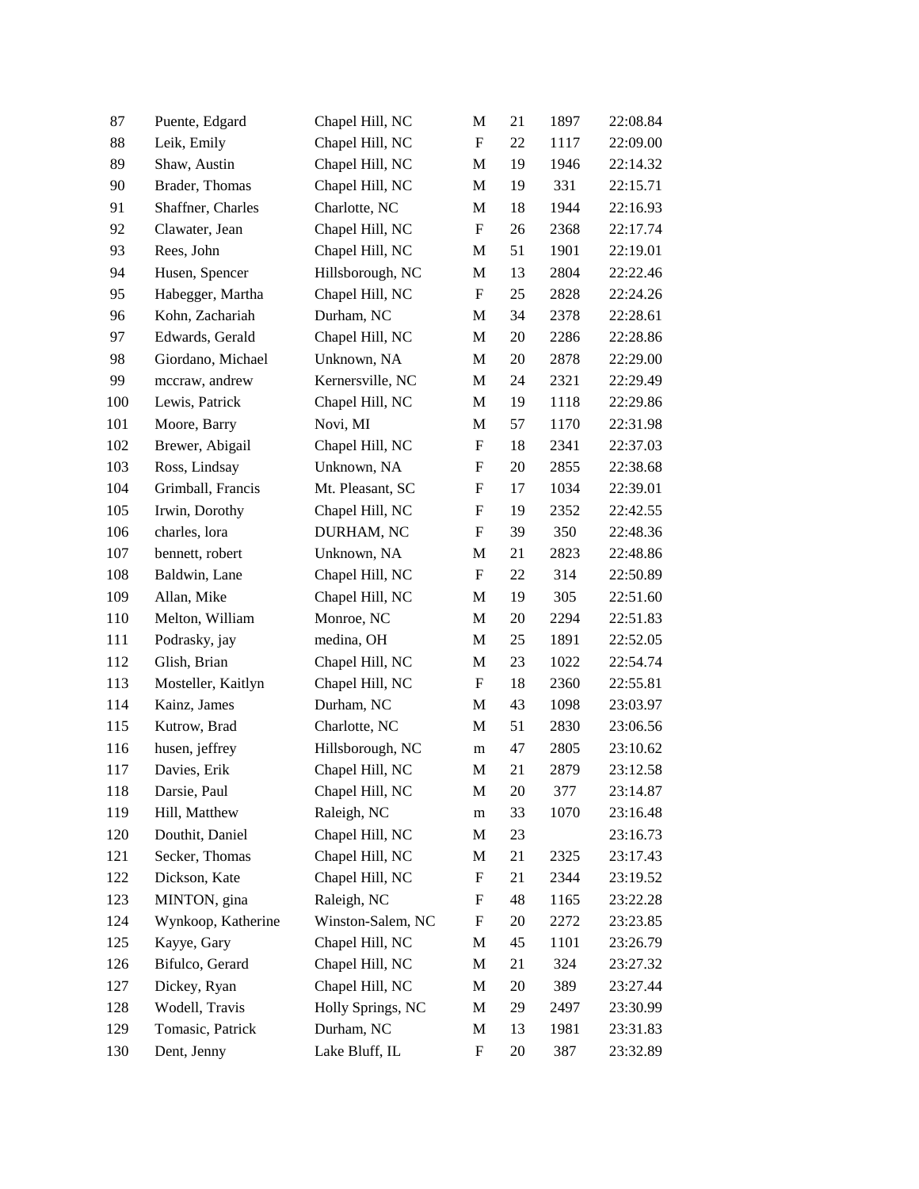| | | | | | | |
|---|---|---|---|---|---|---|
| 87 | Puente, Edgard | Chapel Hill, NC | M | 21 | 1897 | 22:08.84 |
| 88 | Leik, Emily | Chapel Hill, NC | F | 22 | 1117 | 22:09.00 |
| 89 | Shaw, Austin | Chapel Hill, NC | M | 19 | 1946 | 22:14.32 |
| 90 | Brader, Thomas | Chapel Hill, NC | M | 19 | 331 | 22:15.71 |
| 91 | Shaffner, Charles | Charlotte, NC | M | 18 | 1944 | 22:16.93 |
| 92 | Clawater, Jean | Chapel Hill, NC | F | 26 | 2368 | 22:17.74 |
| 93 | Rees, John | Chapel Hill, NC | M | 51 | 1901 | 22:19.01 |
| 94 | Husen, Spencer | Hillsborough, NC | M | 13 | 2804 | 22:22.46 |
| 95 | Habegger, Martha | Chapel Hill, NC | F | 25 | 2828 | 22:24.26 |
| 96 | Kohn, Zachariah | Durham, NC | M | 34 | 2378 | 22:28.61 |
| 97 | Edwards, Gerald | Chapel Hill, NC | M | 20 | 2286 | 22:28.86 |
| 98 | Giordano, Michael | Unknown, NA | M | 20 | 2878 | 22:29.00 |
| 99 | mccraw, andrew | Kernersville, NC | M | 24 | 2321 | 22:29.49 |
| 100 | Lewis, Patrick | Chapel Hill, NC | M | 19 | 1118 | 22:29.86 |
| 101 | Moore, Barry | Novi, MI | M | 57 | 1170 | 22:31.98 |
| 102 | Brewer, Abigail | Chapel Hill, NC | F | 18 | 2341 | 22:37.03 |
| 103 | Ross, Lindsay | Unknown, NA | F | 20 | 2855 | 22:38.68 |
| 104 | Grimball, Francis | Mt. Pleasant, SC | F | 17 | 1034 | 22:39.01 |
| 105 | Irwin, Dorothy | Chapel Hill, NC | F | 19 | 2352 | 22:42.55 |
| 106 | charles, lora | DURHAM, NC | F | 39 | 350 | 22:48.36 |
| 107 | bennett, robert | Unknown, NA | M | 21 | 2823 | 22:48.86 |
| 108 | Baldwin, Lane | Chapel Hill, NC | F | 22 | 314 | 22:50.89 |
| 109 | Allan, Mike | Chapel Hill, NC | M | 19 | 305 | 22:51.60 |
| 110 | Melton, William | Monroe, NC | M | 20 | 2294 | 22:51.83 |
| 111 | Podrasky, jay | medina, OH | M | 25 | 1891 | 22:52.05 |
| 112 | Glish, Brian | Chapel Hill, NC | M | 23 | 1022 | 22:54.74 |
| 113 | Mosteller, Kaitlyn | Chapel Hill, NC | F | 18 | 2360 | 22:55.81 |
| 114 | Kainz, James | Durham, NC | M | 43 | 1098 | 23:03.97 |
| 115 | Kutrow, Brad | Charlotte, NC | M | 51 | 2830 | 23:06.56 |
| 116 | husen, jeffrey | Hillsborough, NC | m | 47 | 2805 | 23:10.62 |
| 117 | Davies, Erik | Chapel Hill, NC | M | 21 | 2879 | 23:12.58 |
| 118 | Darsie, Paul | Chapel Hill, NC | M | 20 | 377 | 23:14.87 |
| 119 | Hill, Matthew | Raleigh, NC | m | 33 | 1070 | 23:16.48 |
| 120 | Douthit, Daniel | Chapel Hill, NC | M | 23 | | 23:16.73 |
| 121 | Secker, Thomas | Chapel Hill, NC | M | 21 | 2325 | 23:17.43 |
| 122 | Dickson, Kate | Chapel Hill, NC | F | 21 | 2344 | 23:19.52 |
| 123 | MINTON, gina | Raleigh, NC | F | 48 | 1165 | 23:22.28 |
| 124 | Wynkoop, Katherine | Winston-Salem, NC | F | 20 | 2272 | 23:23.85 |
| 125 | Kayye, Gary | Chapel Hill, NC | M | 45 | 1101 | 23:26.79 |
| 126 | Bifulco, Gerard | Chapel Hill, NC | M | 21 | 324 | 23:27.32 |
| 127 | Dickey, Ryan | Chapel Hill, NC | M | 20 | 389 | 23:27.44 |
| 128 | Wodell, Travis | Holly Springs, NC | M | 29 | 2497 | 23:30.99 |
| 129 | Tomasic, Patrick | Durham, NC | M | 13 | 1981 | 23:31.83 |
| 130 | Dent, Jenny | Lake Bluff, IL | F | 20 | 387 | 23:32.89 |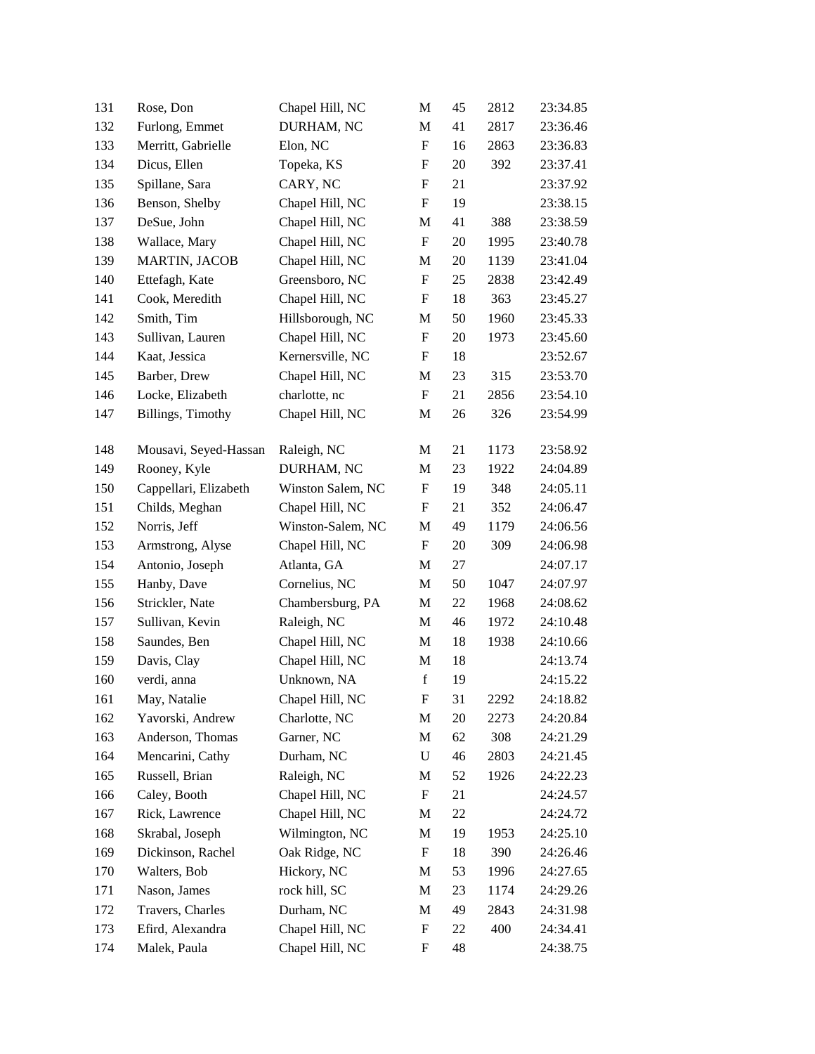| | | | | | | |
|---|---|---|---|---|---|---|
| 131 | Rose, Don | Chapel Hill, NC | M | 45 | 2812 | 23:34.85 |
| 132 | Furlong, Emmet | DURHAM, NC | M | 41 | 2817 | 23:36.46 |
| 133 | Merritt, Gabrielle | Elon, NC | F | 16 | 2863 | 23:36.83 |
| 134 | Dicus, Ellen | Topeka, KS | F | 20 | 392 | 23:37.41 |
| 135 | Spillane, Sara | CARY, NC | F | 21 | | 23:37.92 |
| 136 | Benson, Shelby | Chapel Hill, NC | F | 19 | | 23:38.15 |
| 137 | DeSue, John | Chapel Hill, NC | M | 41 | 388 | 23:38.59 |
| 138 | Wallace, Mary | Chapel Hill, NC | F | 20 | 1995 | 23:40.78 |
| 139 | MARTIN, JACOB | Chapel Hill, NC | M | 20 | 1139 | 23:41.04 |
| 140 | Ettefagh, Kate | Greensboro, NC | F | 25 | 2838 | 23:42.49 |
| 141 | Cook, Meredith | Chapel Hill, NC | F | 18 | 363 | 23:45.27 |
| 142 | Smith, Tim | Hillsborough, NC | M | 50 | 1960 | 23:45.33 |
| 143 | Sullivan, Lauren | Chapel Hill, NC | F | 20 | 1973 | 23:45.60 |
| 144 | Kaat, Jessica | Kernersville, NC | F | 18 | | 23:52.67 |
| 145 | Barber, Drew | Chapel Hill, NC | M | 23 | 315 | 23:53.70 |
| 146 | Locke, Elizabeth | charlotte, nc | F | 21 | 2856 | 23:54.10 |
| 147 | Billings, Timothy | Chapel Hill, NC | M | 26 | 326 | 23:54.99 |
| 148 | Mousavi, Seyed-Hassan | Raleigh, NC | M | 21 | 1173 | 23:58.92 |
| 149 | Rooney, Kyle | DURHAM, NC | M | 23 | 1922 | 24:04.89 |
| 150 | Cappellari, Elizabeth | Winston Salem, NC | F | 19 | 348 | 24:05.11 |
| 151 | Childs, Meghan | Chapel Hill, NC | F | 21 | 352 | 24:06.47 |
| 152 | Norris, Jeff | Winston-Salem, NC | M | 49 | 1179 | 24:06.56 |
| 153 | Armstrong, Alyse | Chapel Hill, NC | F | 20 | 309 | 24:06.98 |
| 154 | Antonio, Joseph | Atlanta, GA | M | 27 | | 24:07.17 |
| 155 | Hanby, Dave | Cornelius, NC | M | 50 | 1047 | 24:07.97 |
| 156 | Strickler, Nate | Chambersburg, PA | M | 22 | 1968 | 24:08.62 |
| 157 | Sullivan, Kevin | Raleigh, NC | M | 46 | 1972 | 24:10.48 |
| 158 | Saundes, Ben | Chapel Hill, NC | M | 18 | 1938 | 24:10.66 |
| 159 | Davis, Clay | Chapel Hill, NC | M | 18 | | 24:13.74 |
| 160 | verdi, anna | Unknown, NA | f | 19 | | 24:15.22 |
| 161 | May, Natalie | Chapel Hill, NC | F | 31 | 2292 | 24:18.82 |
| 162 | Yavorski, Andrew | Charlotte, NC | M | 20 | 2273 | 24:20.84 |
| 163 | Anderson, Thomas | Garner, NC | M | 62 | 308 | 24:21.29 |
| 164 | Mencarini, Cathy | Durham, NC | U | 46 | 2803 | 24:21.45 |
| 165 | Russell, Brian | Raleigh, NC | M | 52 | 1926 | 24:22.23 |
| 166 | Caley, Booth | Chapel Hill, NC | F | 21 | | 24:24.57 |
| 167 | Rick, Lawrence | Chapel Hill, NC | M | 22 | | 24:24.72 |
| 168 | Skrabal, Joseph | Wilmington, NC | M | 19 | 1953 | 24:25.10 |
| 169 | Dickinson, Rachel | Oak Ridge, NC | F | 18 | 390 | 24:26.46 |
| 170 | Walters, Bob | Hickory, NC | M | 53 | 1996 | 24:27.65 |
| 171 | Nason, James | rock hill, SC | M | 23 | 1174 | 24:29.26 |
| 172 | Travers, Charles | Durham, NC | M | 49 | 2843 | 24:31.98 |
| 173 | Efird, Alexandra | Chapel Hill, NC | F | 22 | 400 | 24:34.41 |
| 174 | Malek, Paula | Chapel Hill, NC | F | 48 | | 24:38.75 |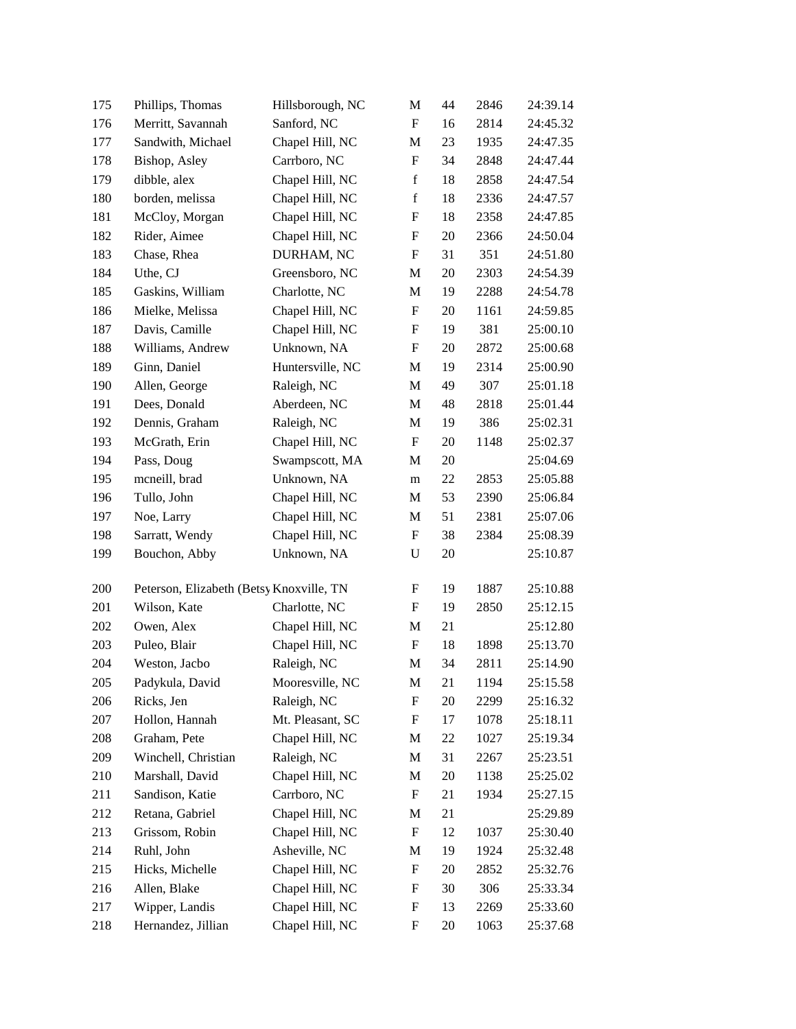| | | | | | | |
|---|---|---|---|---|---|---|
| 175 | Phillips, Thomas | Hillsborough, NC | M | 44 | 2846 | 24:39.14 |
| 176 | Merritt, Savannah | Sanford, NC | F | 16 | 2814 | 24:45.32 |
| 177 | Sandwith, Michael | Chapel Hill, NC | M | 23 | 1935 | 24:47.35 |
| 178 | Bishop, Asley | Carrboro, NC | F | 34 | 2848 | 24:47.44 |
| 179 | dibble, alex | Chapel Hill, NC | f | 18 | 2858 | 24:47.54 |
| 180 | borden, melissa | Chapel Hill, NC | f | 18 | 2336 | 24:47.57 |
| 181 | McCloy, Morgan | Chapel Hill, NC | F | 18 | 2358 | 24:47.85 |
| 182 | Rider, Aimee | Chapel Hill, NC | F | 20 | 2366 | 24:50.04 |
| 183 | Chase, Rhea | DURHAM, NC | F | 31 | 351 | 24:51.80 |
| 184 | Uthe, CJ | Greensboro, NC | M | 20 | 2303 | 24:54.39 |
| 185 | Gaskins, William | Charlotte, NC | M | 19 | 2288 | 24:54.78 |
| 186 | Mielke, Melissa | Chapel Hill, NC | F | 20 | 1161 | 24:59.85 |
| 187 | Davis, Camille | Chapel Hill, NC | F | 19 | 381 | 25:00.10 |
| 188 | Williams, Andrew | Unknown, NA | F | 20 | 2872 | 25:00.68 |
| 189 | Ginn, Daniel | Huntersville, NC | M | 19 | 2314 | 25:00.90 |
| 190 | Allen, George | Raleigh, NC | M | 49 | 307 | 25:01.18 |
| 191 | Dees, Donald | Aberdeen, NC | M | 48 | 2818 | 25:01.44 |
| 192 | Dennis, Graham | Raleigh, NC | M | 19 | 386 | 25:02.31 |
| 193 | McGrath, Erin | Chapel Hill, NC | F | 20 | 1148 | 25:02.37 |
| 194 | Pass, Doug | Swampscott, MA | M | 20 | | 25:04.69 |
| 195 | mcneill, brad | Unknown, NA | m | 22 | 2853 | 25:05.88 |
| 196 | Tullo, John | Chapel Hill, NC | M | 53 | 2390 | 25:06.84 |
| 197 | Noe, Larry | Chapel Hill, NC | M | 51 | 2381 | 25:07.06 |
| 198 | Sarratt, Wendy | Chapel Hill, NC | F | 38 | 2384 | 25:08.39 |
| 199 | Bouchon, Abby | Unknown, NA | U | 20 | | 25:10.87 |
| 200 | Peterson, Elizabeth (Betsy | Knoxville, TN | F | 19 | 1887 | 25:10.88 |
| 201 | Wilson, Kate | Charlotte, NC | F | 19 | 2850 | 25:12.15 |
| 202 | Owen, Alex | Chapel Hill, NC | M | 21 | | 25:12.80 |
| 203 | Puleo, Blair | Chapel Hill, NC | F | 18 | 1898 | 25:13.70 |
| 204 | Weston, Jacbo | Raleigh, NC | M | 34 | 2811 | 25:14.90 |
| 205 | Padykula, David | Mooresville, NC | M | 21 | 1194 | 25:15.58 |
| 206 | Ricks, Jen | Raleigh, NC | F | 20 | 2299 | 25:16.32 |
| 207 | Hollon, Hannah | Mt. Pleasant, SC | F | 17 | 1078 | 25:18.11 |
| 208 | Graham, Pete | Chapel Hill, NC | M | 22 | 1027 | 25:19.34 |
| 209 | Winchell, Christian | Raleigh, NC | M | 31 | 2267 | 25:23.51 |
| 210 | Marshall, David | Chapel Hill, NC | M | 20 | 1138 | 25:25.02 |
| 211 | Sandison, Katie | Carrboro, NC | F | 21 | 1934 | 25:27.15 |
| 212 | Retana, Gabriel | Chapel Hill, NC | M | 21 | | 25:29.89 |
| 213 | Grissom, Robin | Chapel Hill, NC | F | 12 | 1037 | 25:30.40 |
| 214 | Ruhl, John | Asheville, NC | M | 19 | 1924 | 25:32.48 |
| 215 | Hicks, Michelle | Chapel Hill, NC | F | 20 | 2852 | 25:32.76 |
| 216 | Allen, Blake | Chapel Hill, NC | F | 30 | 306 | 25:33.34 |
| 217 | Wipper, Landis | Chapel Hill, NC | F | 13 | 2269 | 25:33.60 |
| 218 | Hernandez, Jillian | Chapel Hill, NC | F | 20 | 1063 | 25:37.68 |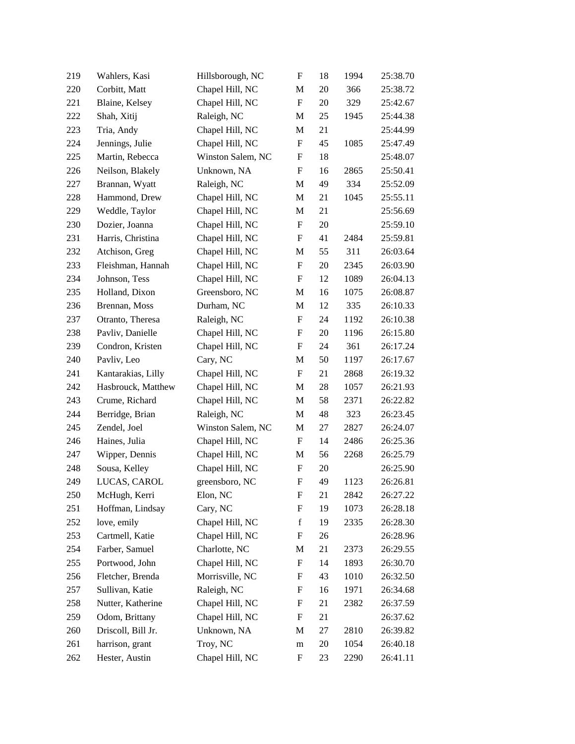| | | | | | | |
|---|---|---|---|---|---|---|
| 219 | Wahlers, Kasi | Hillsborough, NC | F | 18 | 1994 | 25:38.70 |
| 220 | Corbitt, Matt | Chapel Hill, NC | M | 20 | 366 | 25:38.72 |
| 221 | Blaine, Kelsey | Chapel Hill, NC | F | 20 | 329 | 25:42.67 |
| 222 | Shah, Xitij | Raleigh, NC | M | 25 | 1945 | 25:44.38 |
| 223 | Tria, Andy | Chapel Hill, NC | M | 21 | | 25:44.99 |
| 224 | Jennings, Julie | Chapel Hill, NC | F | 45 | 1085 | 25:47.49 |
| 225 | Martin, Rebecca | Winston Salem, NC | F | 18 | | 25:48.07 |
| 226 | Neilson, Blakely | Unknown, NA | F | 16 | 2865 | 25:50.41 |
| 227 | Brannan, Wyatt | Raleigh, NC | M | 49 | 334 | 25:52.09 |
| 228 | Hammond, Drew | Chapel Hill, NC | M | 21 | 1045 | 25:55.11 |
| 229 | Weddle, Taylor | Chapel Hill, NC | M | 21 | | 25:56.69 |
| 230 | Dozier, Joanna | Chapel Hill, NC | F | 20 | | 25:59.10 |
| 231 | Harris, Christina | Chapel Hill, NC | F | 41 | 2484 | 25:59.81 |
| 232 | Atchison, Greg | Chapel Hill, NC | M | 55 | 311 | 26:03.64 |
| 233 | Fleishman, Hannah | Chapel Hill, NC | F | 20 | 2345 | 26:03.90 |
| 234 | Johnson, Tess | Chapel Hill, NC | F | 12 | 1089 | 26:04.13 |
| 235 | Holland, Dixon | Greensboro, NC | M | 16 | 1075 | 26:08.87 |
| 236 | Brennan, Moss | Durham, NC | M | 12 | 335 | 26:10.33 |
| 237 | Otranto, Theresa | Raleigh, NC | F | 24 | 1192 | 26:10.38 |
| 238 | Pavliv, Danielle | Chapel Hill, NC | F | 20 | 1196 | 26:15.80 |
| 239 | Condron, Kristen | Chapel Hill, NC | F | 24 | 361 | 26:17.24 |
| 240 | Pavliv, Leo | Cary, NC | M | 50 | 1197 | 26:17.67 |
| 241 | Kantarakias, Lilly | Chapel Hill, NC | F | 21 | 2868 | 26:19.32 |
| 242 | Hasbrouck, Matthew | Chapel Hill, NC | M | 28 | 1057 | 26:21.93 |
| 243 | Crume, Richard | Chapel Hill, NC | M | 58 | 2371 | 26:22.82 |
| 244 | Berridge, Brian | Raleigh, NC | M | 48 | 323 | 26:23.45 |
| 245 | Zendel, Joel | Winston Salem, NC | M | 27 | 2827 | 26:24.07 |
| 246 | Haines, Julia | Chapel Hill, NC | F | 14 | 2486 | 26:25.36 |
| 247 | Wipper, Dennis | Chapel Hill, NC | M | 56 | 2268 | 26:25.79 |
| 248 | Sousa, Kelley | Chapel Hill, NC | F | 20 | | 26:25.90 |
| 249 | LUCAS, CAROL | greensboro, NC | F | 49 | 1123 | 26:26.81 |
| 250 | McHugh, Kerri | Elon, NC | F | 21 | 2842 | 26:27.22 |
| 251 | Hoffman, Lindsay | Cary, NC | F | 19 | 1073 | 26:28.18 |
| 252 | love, emily | Chapel Hill, NC | f | 19 | 2335 | 26:28.30 |
| 253 | Cartmell, Katie | Chapel Hill, NC | F | 26 | | 26:28.96 |
| 254 | Farber, Samuel | Charlotte, NC | M | 21 | 2373 | 26:29.55 |
| 255 | Portwood, John | Chapel Hill, NC | F | 14 | 1893 | 26:30.70 |
| 256 | Fletcher, Brenda | Morrisville, NC | F | 43 | 1010 | 26:32.50 |
| 257 | Sullivan, Katie | Raleigh, NC | F | 16 | 1971 | 26:34.68 |
| 258 | Nutter, Katherine | Chapel Hill, NC | F | 21 | 2382 | 26:37.59 |
| 259 | Odom, Brittany | Chapel Hill, NC | F | 21 | | 26:37.62 |
| 260 | Driscoll, Bill Jr. | Unknown, NA | M | 27 | 2810 | 26:39.82 |
| 261 | harrison, grant | Troy, NC | m | 20 | 1054 | 26:40.18 |
| 262 | Hester, Austin | Chapel Hill, NC | F | 23 | 2290 | 26:41.11 |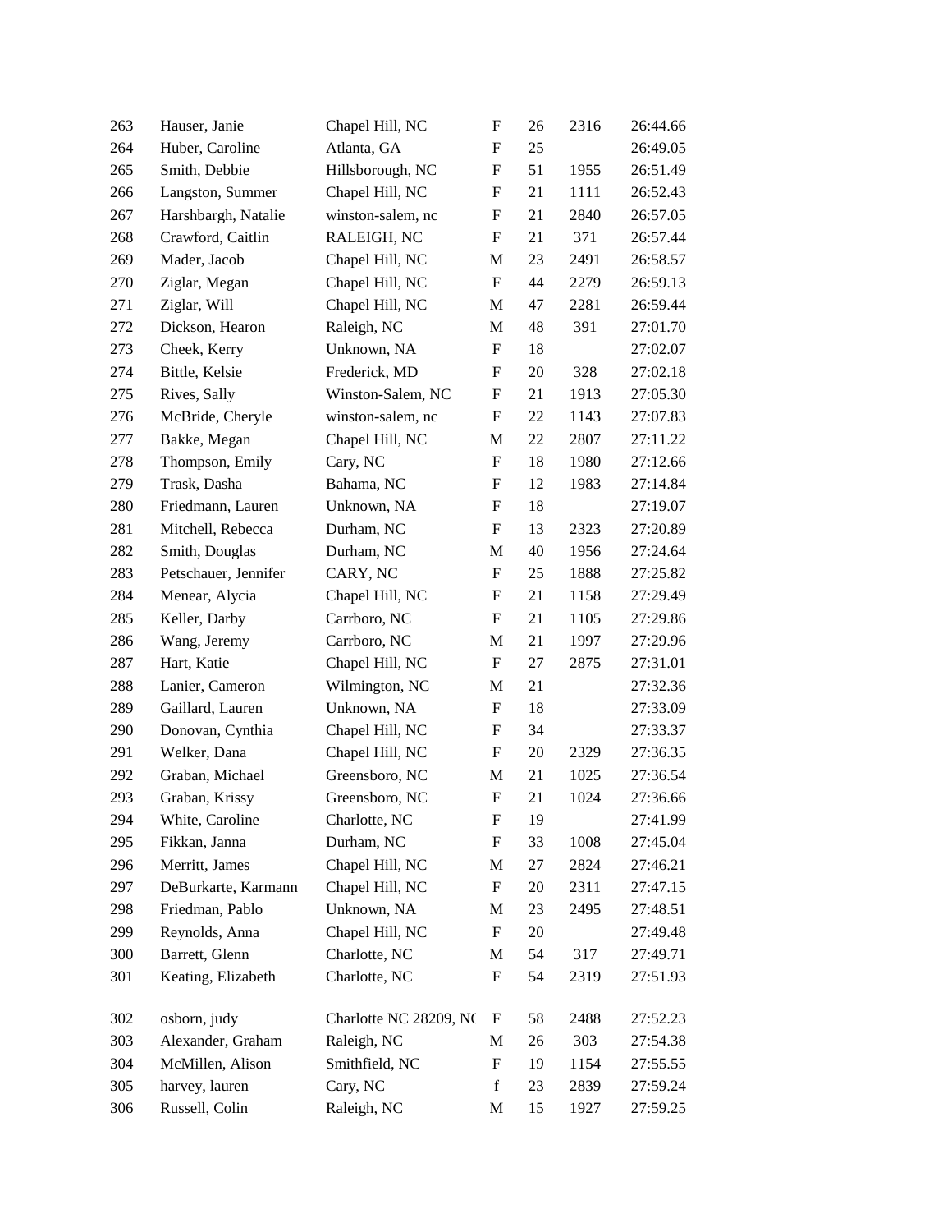| | | | | | | |
|---|---|---|---|---|---|---|
| 263 | Hauser, Janie | Chapel Hill, NC | F | 26 | 2316 | 26:44.66 |
| 264 | Huber, Caroline | Atlanta, GA | F | 25 | | 26:49.05 |
| 265 | Smith, Debbie | Hillsborough, NC | F | 51 | 1955 | 26:51.49 |
| 266 | Langston, Summer | Chapel Hill, NC | F | 21 | 1111 | 26:52.43 |
| 267 | Harshbargh, Natalie | winston-salem, nc | F | 21 | 2840 | 26:57.05 |
| 268 | Crawford, Caitlin | RALEIGH, NC | F | 21 | 371 | 26:57.44 |
| 269 | Mader, Jacob | Chapel Hill, NC | M | 23 | 2491 | 26:58.57 |
| 270 | Ziglar, Megan | Chapel Hill, NC | F | 44 | 2279 | 26:59.13 |
| 271 | Ziglar, Will | Chapel Hill, NC | M | 47 | 2281 | 26:59.44 |
| 272 | Dickson, Hearon | Raleigh, NC | M | 48 | 391 | 27:01.70 |
| 273 | Cheek, Kerry | Unknown, NA | F | 18 | | 27:02.07 |
| 274 | Bittle, Kelsie | Frederick, MD | F | 20 | 328 | 27:02.18 |
| 275 | Rives, Sally | Winston-Salem, NC | F | 21 | 1913 | 27:05.30 |
| 276 | McBride, Cheryle | winston-salem, nc | F | 22 | 1143 | 27:07.83 |
| 277 | Bakke, Megan | Chapel Hill, NC | M | 22 | 2807 | 27:11.22 |
| 278 | Thompson, Emily | Cary, NC | F | 18 | 1980 | 27:12.66 |
| 279 | Trask, Dasha | Bahama, NC | F | 12 | 1983 | 27:14.84 |
| 280 | Friedmann, Lauren | Unknown, NA | F | 18 | | 27:19.07 |
| 281 | Mitchell, Rebecca | Durham, NC | F | 13 | 2323 | 27:20.89 |
| 282 | Smith, Douglas | Durham, NC | M | 40 | 1956 | 27:24.64 |
| 283 | Petschauer, Jennifer | CARY, NC | F | 25 | 1888 | 27:25.82 |
| 284 | Menear, Alycia | Chapel Hill, NC | F | 21 | 1158 | 27:29.49 |
| 285 | Keller, Darby | Carrboro, NC | F | 21 | 1105 | 27:29.86 |
| 286 | Wang, Jeremy | Carrboro, NC | M | 21 | 1997 | 27:29.96 |
| 287 | Hart, Katie | Chapel Hill, NC | F | 27 | 2875 | 27:31.01 |
| 288 | Lanier, Cameron | Wilmington, NC | M | 21 | | 27:32.36 |
| 289 | Gaillard, Lauren | Unknown, NA | F | 18 | | 27:33.09 |
| 290 | Donovan, Cynthia | Chapel Hill, NC | F | 34 | | 27:33.37 |
| 291 | Welker, Dana | Chapel Hill, NC | F | 20 | 2329 | 27:36.35 |
| 292 | Graban, Michael | Greensboro, NC | M | 21 | 1025 | 27:36.54 |
| 293 | Graban, Krissy | Greensboro, NC | F | 21 | 1024 | 27:36.66 |
| 294 | White, Caroline | Charlotte, NC | F | 19 | | 27:41.99 |
| 295 | Fikkan, Janna | Durham, NC | F | 33 | 1008 | 27:45.04 |
| 296 | Merritt, James | Chapel Hill, NC | M | 27 | 2824 | 27:46.21 |
| 297 | DeBurkarte, Karmann | Chapel Hill, NC | F | 20 | 2311 | 27:47.15 |
| 298 | Friedman, Pablo | Unknown, NA | M | 23 | 2495 | 27:48.51 |
| 299 | Reynolds, Anna | Chapel Hill, NC | F | 20 | | 27:49.48 |
| 300 | Barrett, Glenn | Charlotte, NC | M | 54 | 317 | 27:49.71 |
| 301 | Keating, Elizabeth | Charlotte, NC | F | 54 | 2319 | 27:51.93 |
| 302 | osborn, judy | Charlotte NC 28209, NC | F | 58 | 2488 | 27:52.23 |
| 303 | Alexander, Graham | Raleigh, NC | M | 26 | 303 | 27:54.38 |
| 304 | McMillen, Alison | Smithfield, NC | F | 19 | 1154 | 27:55.55 |
| 305 | harvey, lauren | Cary, NC | f | 23 | 2839 | 27:59.24 |
| 306 | Russell, Colin | Raleigh, NC | M | 15 | 1927 | 27:59.25 |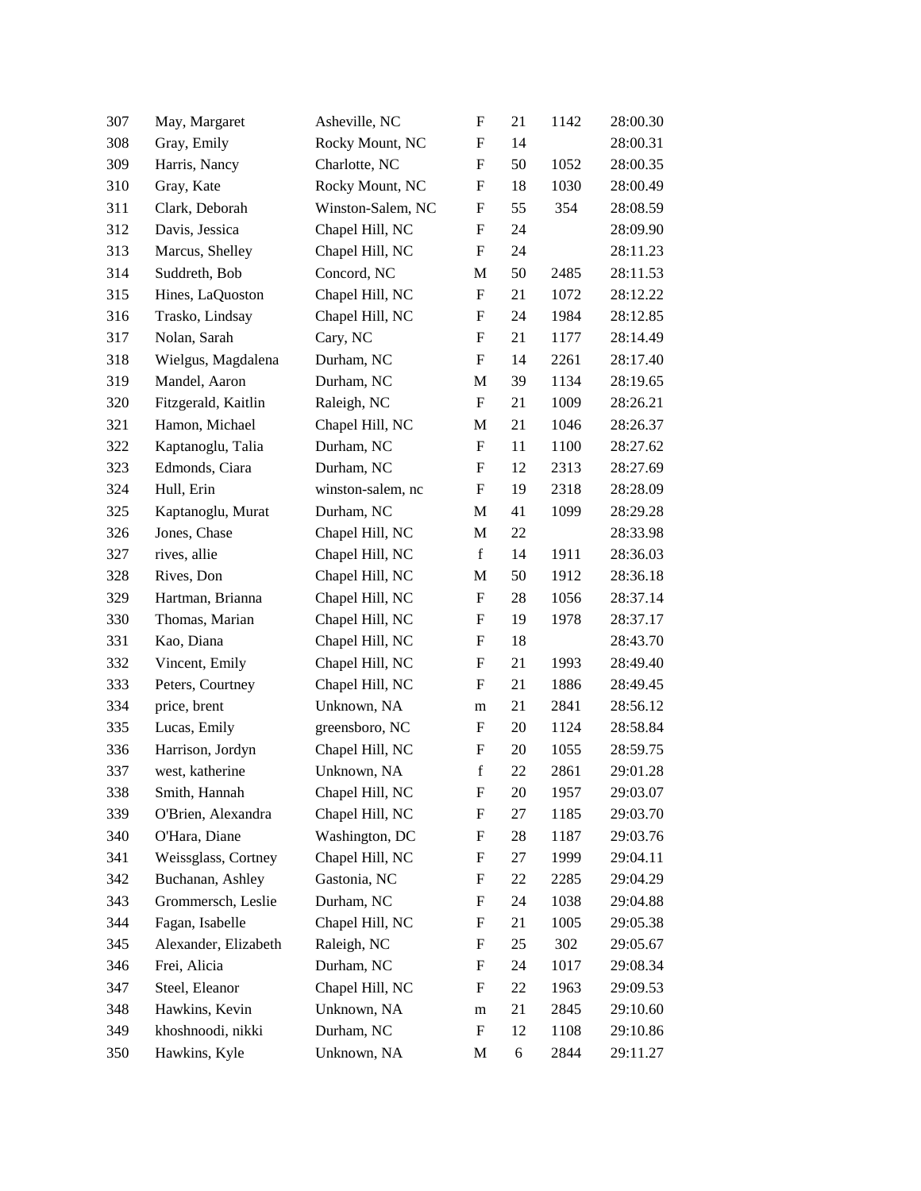| | | | | | | |
|---|---|---|---|---|---|---|
| 307 | May, Margaret | Asheville, NC | F | 21 | 1142 | 28:00.30 |
| 308 | Gray, Emily | Rocky Mount, NC | F | 14 | | 28:00.31 |
| 309 | Harris, Nancy | Charlotte, NC | F | 50 | 1052 | 28:00.35 |
| 310 | Gray, Kate | Rocky Mount, NC | F | 18 | 1030 | 28:00.49 |
| 311 | Clark, Deborah | Winston-Salem, NC | F | 55 | 354 | 28:08.59 |
| 312 | Davis, Jessica | Chapel Hill, NC | F | 24 | | 28:09.90 |
| 313 | Marcus, Shelley | Chapel Hill, NC | F | 24 | | 28:11.23 |
| 314 | Suddreth, Bob | Concord, NC | M | 50 | 2485 | 28:11.53 |
| 315 | Hines, LaQuoston | Chapel Hill, NC | F | 21 | 1072 | 28:12.22 |
| 316 | Trasko, Lindsay | Chapel Hill, NC | F | 24 | 1984 | 28:12.85 |
| 317 | Nolan, Sarah | Cary, NC | F | 21 | 1177 | 28:14.49 |
| 318 | Wielgus, Magdalena | Durham, NC | F | 14 | 2261 | 28:17.40 |
| 319 | Mandel, Aaron | Durham, NC | M | 39 | 1134 | 28:19.65 |
| 320 | Fitzgerald, Kaitlin | Raleigh, NC | F | 21 | 1009 | 28:26.21 |
| 321 | Hamon, Michael | Chapel Hill, NC | M | 21 | 1046 | 28:26.37 |
| 322 | Kaptanoglu, Talia | Durham, NC | F | 11 | 1100 | 28:27.62 |
| 323 | Edmonds, Ciara | Durham, NC | F | 12 | 2313 | 28:27.69 |
| 324 | Hull, Erin | winston-salem, nc | F | 19 | 2318 | 28:28.09 |
| 325 | Kaptanoglu, Murat | Durham, NC | M | 41 | 1099 | 28:29.28 |
| 326 | Jones, Chase | Chapel Hill, NC | M | 22 | | 28:33.98 |
| 327 | rives, allie | Chapel Hill, NC | f | 14 | 1911 | 28:36.03 |
| 328 | Rives, Don | Chapel Hill, NC | M | 50 | 1912 | 28:36.18 |
| 329 | Hartman, Brianna | Chapel Hill, NC | F | 28 | 1056 | 28:37.14 |
| 330 | Thomas, Marian | Chapel Hill, NC | F | 19 | 1978 | 28:37.17 |
| 331 | Kao, Diana | Chapel Hill, NC | F | 18 | | 28:43.70 |
| 332 | Vincent, Emily | Chapel Hill, NC | F | 21 | 1993 | 28:49.40 |
| 333 | Peters, Courtney | Chapel Hill, NC | F | 21 | 1886 | 28:49.45 |
| 334 | price, brent | Unknown, NA | m | 21 | 2841 | 28:56.12 |
| 335 | Lucas, Emily | greensboro, NC | F | 20 | 1124 | 28:58.84 |
| 336 | Harrison, Jordyn | Chapel Hill, NC | F | 20 | 1055 | 28:59.75 |
| 337 | west, katherine | Unknown, NA | f | 22 | 2861 | 29:01.28 |
| 338 | Smith, Hannah | Chapel Hill, NC | F | 20 | 1957 | 29:03.07 |
| 339 | O'Brien, Alexandra | Chapel Hill, NC | F | 27 | 1185 | 29:03.70 |
| 340 | O'Hara, Diane | Washington, DC | F | 28 | 1187 | 29:03.76 |
| 341 | Weissglass, Cortney | Chapel Hill, NC | F | 27 | 1999 | 29:04.11 |
| 342 | Buchanan, Ashley | Gastonia, NC | F | 22 | 2285 | 29:04.29 |
| 343 | Grommersch, Leslie | Durham, NC | F | 24 | 1038 | 29:04.88 |
| 344 | Fagan, Isabelle | Chapel Hill, NC | F | 21 | 1005 | 29:05.38 |
| 345 | Alexander, Elizabeth | Raleigh, NC | F | 25 | 302 | 29:05.67 |
| 346 | Frei, Alicia | Durham, NC | F | 24 | 1017 | 29:08.34 |
| 347 | Steel, Eleanor | Chapel Hill, NC | F | 22 | 1963 | 29:09.53 |
| 348 | Hawkins, Kevin | Unknown, NA | m | 21 | 2845 | 29:10.60 |
| 349 | khoshnoodi, nikki | Durham, NC | F | 12 | 1108 | 29:10.86 |
| 350 | Hawkins, Kyle | Unknown, NA | M | 6 | 2844 | 29:11.27 |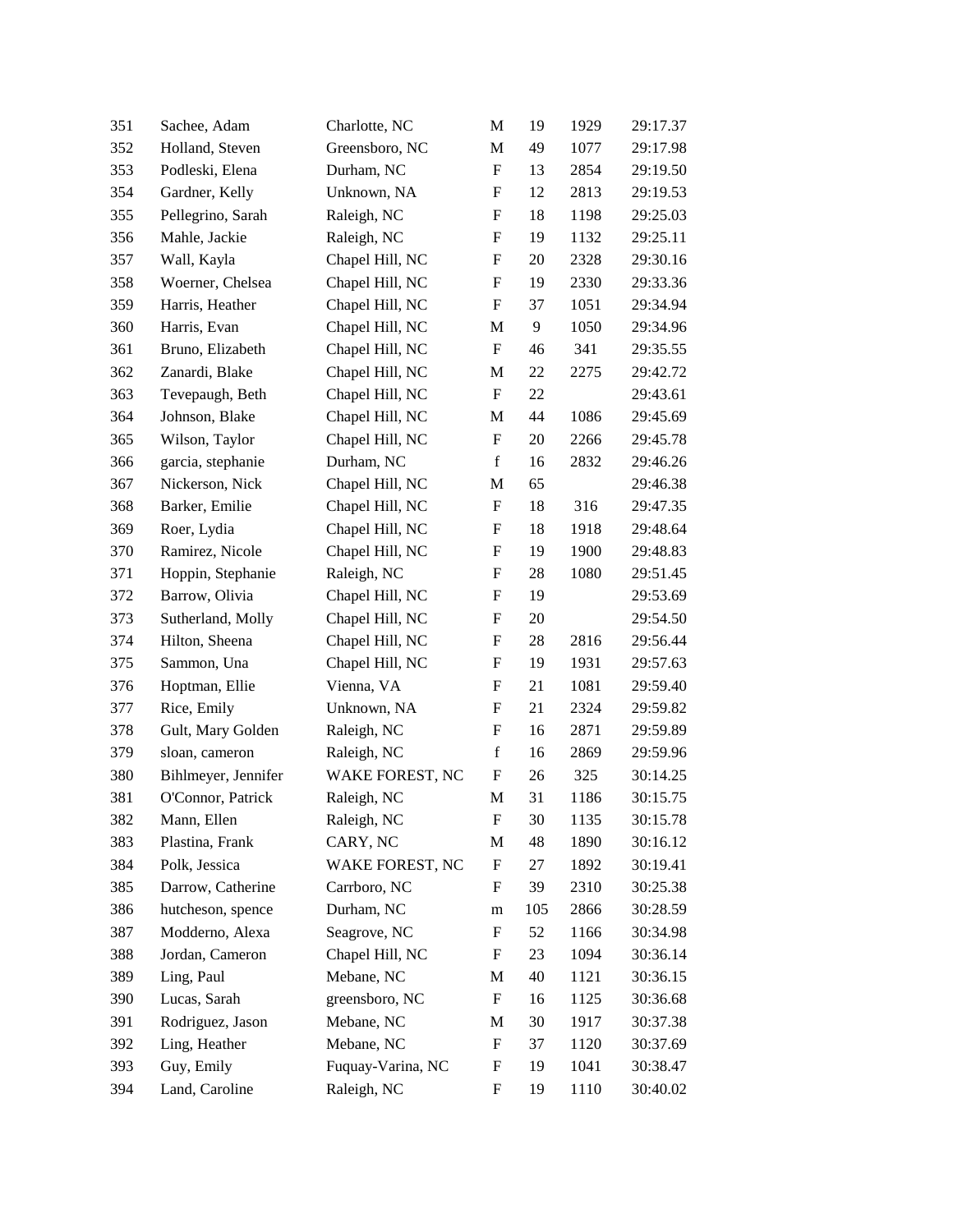| | | | | | | |
|---|---|---|---|---|---|---|
| 351 | Sachee, Adam | Charlotte, NC | M | 19 | 1929 | 29:17.37 |
| 352 | Holland, Steven | Greensboro, NC | M | 49 | 1077 | 29:17.98 |
| 353 | Podleski, Elena | Durham, NC | F | 13 | 2854 | 29:19.50 |
| 354 | Gardner, Kelly | Unknown, NA | F | 12 | 2813 | 29:19.53 |
| 355 | Pellegrino, Sarah | Raleigh, NC | F | 18 | 1198 | 29:25.03 |
| 356 | Mahle, Jackie | Raleigh, NC | F | 19 | 1132 | 29:25.11 |
| 357 | Wall, Kayla | Chapel Hill, NC | F | 20 | 2328 | 29:30.16 |
| 358 | Woerner, Chelsea | Chapel Hill, NC | F | 19 | 2330 | 29:33.36 |
| 359 | Harris, Heather | Chapel Hill, NC | F | 37 | 1051 | 29:34.94 |
| 360 | Harris, Evan | Chapel Hill, NC | M | 9 | 1050 | 29:34.96 |
| 361 | Bruno, Elizabeth | Chapel Hill, NC | F | 46 | 341 | 29:35.55 |
| 362 | Zanardi, Blake | Chapel Hill, NC | M | 22 | 2275 | 29:42.72 |
| 363 | Tevepaugh, Beth | Chapel Hill, NC | F | 22 | | 29:43.61 |
| 364 | Johnson, Blake | Chapel Hill, NC | M | 44 | 1086 | 29:45.69 |
| 365 | Wilson, Taylor | Chapel Hill, NC | F | 20 | 2266 | 29:45.78 |
| 366 | garcia, stephanie | Durham, NC | f | 16 | 2832 | 29:46.26 |
| 367 | Nickerson, Nick | Chapel Hill, NC | M | 65 | | 29:46.38 |
| 368 | Barker, Emilie | Chapel Hill, NC | F | 18 | 316 | 29:47.35 |
| 369 | Roer, Lydia | Chapel Hill, NC | F | 18 | 1918 | 29:48.64 |
| 370 | Ramirez, Nicole | Chapel Hill, NC | F | 19 | 1900 | 29:48.83 |
| 371 | Hoppin, Stephanie | Raleigh, NC | F | 28 | 1080 | 29:51.45 |
| 372 | Barrow, Olivia | Chapel Hill, NC | F | 19 | | 29:53.69 |
| 373 | Sutherland, Molly | Chapel Hill, NC | F | 20 | | 29:54.50 |
| 374 | Hilton, Sheena | Chapel Hill, NC | F | 28 | 2816 | 29:56.44 |
| 375 | Sammon, Una | Chapel Hill, NC | F | 19 | 1931 | 29:57.63 |
| 376 | Hoptman, Ellie | Vienna, VA | F | 21 | 1081 | 29:59.40 |
| 377 | Rice, Emily | Unknown, NA | F | 21 | 2324 | 29:59.82 |
| 378 | Gult, Mary Golden | Raleigh, NC | F | 16 | 2871 | 29:59.89 |
| 379 | sloan, cameron | Raleigh, NC | f | 16 | 2869 | 29:59.96 |
| 380 | Bihlmeyer, Jennifer | WAKE FOREST, NC | F | 26 | 325 | 30:14.25 |
| 381 | O'Connor, Patrick | Raleigh, NC | M | 31 | 1186 | 30:15.75 |
| 382 | Mann, Ellen | Raleigh, NC | F | 30 | 1135 | 30:15.78 |
| 383 | Plastina, Frank | CARY, NC | M | 48 | 1890 | 30:16.12 |
| 384 | Polk, Jessica | WAKE FOREST, NC | F | 27 | 1892 | 30:19.41 |
| 385 | Darrow, Catherine | Carrboro, NC | F | 39 | 2310 | 30:25.38 |
| 386 | hutcheson, spence | Durham, NC | m | 105 | 2866 | 30:28.59 |
| 387 | Modderno, Alexa | Seagrove, NC | F | 52 | 1166 | 30:34.98 |
| 388 | Jordan, Cameron | Chapel Hill, NC | F | 23 | 1094 | 30:36.14 |
| 389 | Ling, Paul | Mebane, NC | M | 40 | 1121 | 30:36.15 |
| 390 | Lucas, Sarah | greensboro, NC | F | 16 | 1125 | 30:36.68 |
| 391 | Rodriguez, Jason | Mebane, NC | M | 30 | 1917 | 30:37.38 |
| 392 | Ling, Heather | Mebane, NC | F | 37 | 1120 | 30:37.69 |
| 393 | Guy, Emily | Fuquay-Varina, NC | F | 19 | 1041 | 30:38.47 |
| 394 | Land, Caroline | Raleigh, NC | F | 19 | 1110 | 30:40.02 |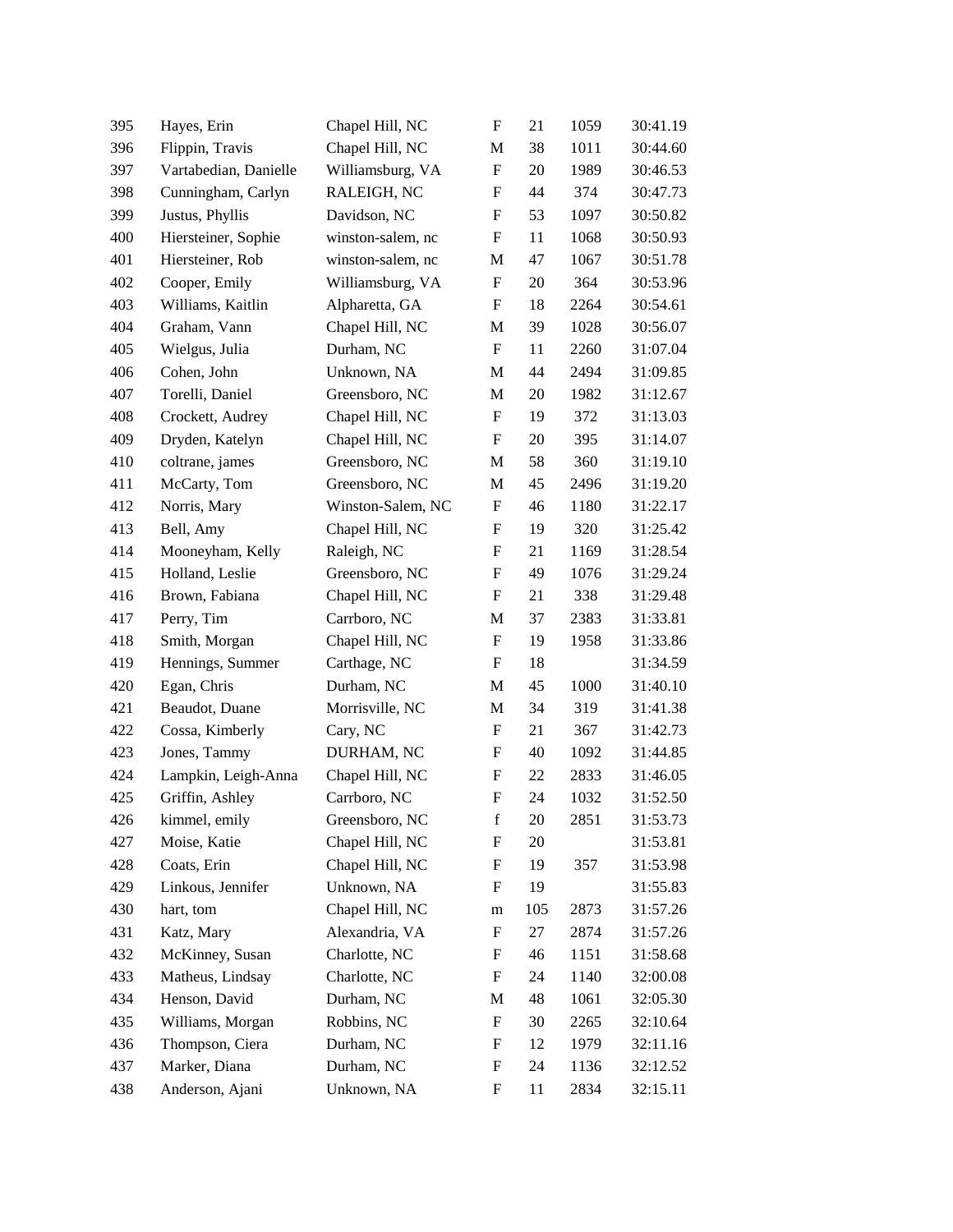| | | | | | | |
|---|---|---|---|---|---|---|
| 395 | Hayes, Erin | Chapel Hill, NC | F | 21 | 1059 | 30:41.19 |
| 396 | Flippin, Travis | Chapel Hill, NC | M | 38 | 1011 | 30:44.60 |
| 397 | Vartabedian, Danielle | Williamsburg, VA | F | 20 | 1989 | 30:46.53 |
| 398 | Cunningham, Carlyn | RALEIGH, NC | F | 44 | 374 | 30:47.73 |
| 399 | Justus, Phyllis | Davidson, NC | F | 53 | 1097 | 30:50.82 |
| 400 | Hiersteiner, Sophie | winston-salem, nc | F | 11 | 1068 | 30:50.93 |
| 401 | Hiersteiner, Rob | winston-salem, nc | M | 47 | 1067 | 30:51.78 |
| 402 | Cooper, Emily | Williamsburg, VA | F | 20 | 364 | 30:53.96 |
| 403 | Williams, Kaitlin | Alpharetta, GA | F | 18 | 2264 | 30:54.61 |
| 404 | Graham, Vann | Chapel Hill, NC | M | 39 | 1028 | 30:56.07 |
| 405 | Wielgus, Julia | Durham, NC | F | 11 | 2260 | 31:07.04 |
| 406 | Cohen, John | Unknown, NA | M | 44 | 2494 | 31:09.85 |
| 407 | Torelli, Daniel | Greensboro, NC | M | 20 | 1982 | 31:12.67 |
| 408 | Crockett, Audrey | Chapel Hill, NC | F | 19 | 372 | 31:13.03 |
| 409 | Dryden, Katelyn | Chapel Hill, NC | F | 20 | 395 | 31:14.07 |
| 410 | coltrane, james | Greensboro, NC | M | 58 | 360 | 31:19.10 |
| 411 | McCarty, Tom | Greensboro, NC | M | 45 | 2496 | 31:19.20 |
| 412 | Norris, Mary | Winston-Salem, NC | F | 46 | 1180 | 31:22.17 |
| 413 | Bell, Amy | Chapel Hill, NC | F | 19 | 320 | 31:25.42 |
| 414 | Mooneyham, Kelly | Raleigh, NC | F | 21 | 1169 | 31:28.54 |
| 415 | Holland, Leslie | Greensboro, NC | F | 49 | 1076 | 31:29.24 |
| 416 | Brown, Fabiana | Chapel Hill, NC | F | 21 | 338 | 31:29.48 |
| 417 | Perry, Tim | Carrboro, NC | M | 37 | 2383 | 31:33.81 |
| 418 | Smith, Morgan | Chapel Hill, NC | F | 19 | 1958 | 31:33.86 |
| 419 | Hennings, Summer | Carthage, NC | F | 18 | | 31:34.59 |
| 420 | Egan, Chris | Durham, NC | M | 45 | 1000 | 31:40.10 |
| 421 | Beaudot, Duane | Morrisville, NC | M | 34 | 319 | 31:41.38 |
| 422 | Cossa, Kimberly | Cary, NC | F | 21 | 367 | 31:42.73 |
| 423 | Jones, Tammy | DURHAM, NC | F | 40 | 1092 | 31:44.85 |
| 424 | Lampkin, Leigh-Anna | Chapel Hill, NC | F | 22 | 2833 | 31:46.05 |
| 425 | Griffin, Ashley | Carrboro, NC | F | 24 | 1032 | 31:52.50 |
| 426 | kimmel, emily | Greensboro, NC | f | 20 | 2851 | 31:53.73 |
| 427 | Moise, Katie | Chapel Hill, NC | F | 20 | | 31:53.81 |
| 428 | Coats, Erin | Chapel Hill, NC | F | 19 | 357 | 31:53.98 |
| 429 | Linkous, Jennifer | Unknown, NA | F | 19 | | 31:55.83 |
| 430 | hart, tom | Chapel Hill, NC | m | 105 | 2873 | 31:57.26 |
| 431 | Katz, Mary | Alexandria, VA | F | 27 | 2874 | 31:57.26 |
| 432 | McKinney, Susan | Charlotte, NC | F | 46 | 1151 | 31:58.68 |
| 433 | Matheus, Lindsay | Charlotte, NC | F | 24 | 1140 | 32:00.08 |
| 434 | Henson, David | Durham, NC | M | 48 | 1061 | 32:05.30 |
| 435 | Williams, Morgan | Robbins, NC | F | 30 | 2265 | 32:10.64 |
| 436 | Thompson, Ciera | Durham, NC | F | 12 | 1979 | 32:11.16 |
| 437 | Marker, Diana | Durham, NC | F | 24 | 1136 | 32:12.52 |
| 438 | Anderson, Ajani | Unknown, NA | F | 11 | 2834 | 32:15.11 |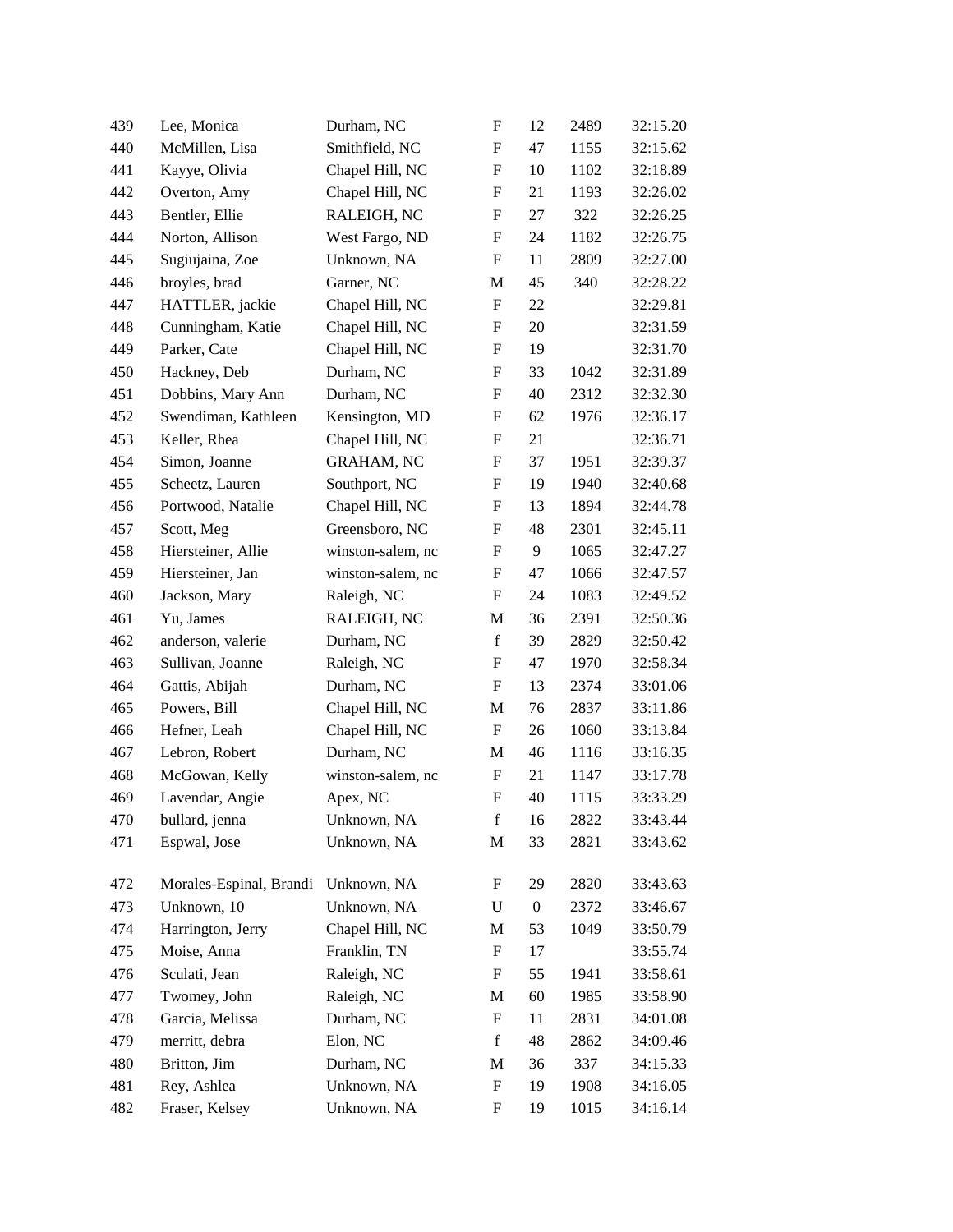| | | | | | | |
|---|---|---|---|---|---|---|
| 439 | Lee, Monica | Durham, NC | F | 12 | 2489 | 32:15.20 |
| 440 | McMillen, Lisa | Smithfield, NC | F | 47 | 1155 | 32:15.62 |
| 441 | Kayye, Olivia | Chapel Hill, NC | F | 10 | 1102 | 32:18.89 |
| 442 | Overton, Amy | Chapel Hill, NC | F | 21 | 1193 | 32:26.02 |
| 443 | Bentler, Ellie | RALEIGH, NC | F | 27 | 322 | 32:26.25 |
| 444 | Norton, Allison | West Fargo, ND | F | 24 | 1182 | 32:26.75 |
| 445 | Sugiujaina, Zoe | Unknown, NA | F | 11 | 2809 | 32:27.00 |
| 446 | broyles, brad | Garner, NC | M | 45 | 340 | 32:28.22 |
| 447 | HATTLER, jackie | Chapel Hill, NC | F | 22 | | 32:29.81 |
| 448 | Cunningham, Katie | Chapel Hill, NC | F | 20 | | 32:31.59 |
| 449 | Parker, Cate | Chapel Hill, NC | F | 19 | | 32:31.70 |
| 450 | Hackney, Deb | Durham, NC | F | 33 | 1042 | 32:31.89 |
| 451 | Dobbins, Mary Ann | Durham, NC | F | 40 | 2312 | 32:32.30 |
| 452 | Swendiman, Kathleen | Kensington, MD | F | 62 | 1976 | 32:36.17 |
| 453 | Keller, Rhea | Chapel Hill, NC | F | 21 | | 32:36.71 |
| 454 | Simon, Joanne | GRAHAM, NC | F | 37 | 1951 | 32:39.37 |
| 455 | Scheetz, Lauren | Southport, NC | F | 19 | 1940 | 32:40.68 |
| 456 | Portwood, Natalie | Chapel Hill, NC | F | 13 | 1894 | 32:44.78 |
| 457 | Scott, Meg | Greensboro, NC | F | 48 | 2301 | 32:45.11 |
| 458 | Hiersteiner, Allie | winston-salem, nc | F | 9 | 1065 | 32:47.27 |
| 459 | Hiersteiner, Jan | winston-salem, nc | F | 47 | 1066 | 32:47.57 |
| 460 | Jackson, Mary | Raleigh, NC | F | 24 | 1083 | 32:49.52 |
| 461 | Yu, James | RALEIGH, NC | M | 36 | 2391 | 32:50.36 |
| 462 | anderson, valerie | Durham, NC | f | 39 | 2829 | 32:50.42 |
| 463 | Sullivan, Joanne | Raleigh, NC | F | 47 | 1970 | 32:58.34 |
| 464 | Gattis, Abijah | Durham, NC | F | 13 | 2374 | 33:01.06 |
| 465 | Powers, Bill | Chapel Hill, NC | M | 76 | 2837 | 33:11.86 |
| 466 | Hefner, Leah | Chapel Hill, NC | F | 26 | 1060 | 33:13.84 |
| 467 | Lebron, Robert | Durham, NC | M | 46 | 1116 | 33:16.35 |
| 468 | McGowan, Kelly | winston-salem, nc | F | 21 | 1147 | 33:17.78 |
| 469 | Lavendar, Angie | Apex, NC | F | 40 | 1115 | 33:33.29 |
| 470 | bullard, jenna | Unknown, NA | f | 16 | 2822 | 33:43.44 |
| 471 | Espwal, Jose | Unknown, NA | M | 33 | 2821 | 33:43.62 |
| 472 | Morales-Espinal, Brandi | Unknown, NA | F | 29 | 2820 | 33:43.63 |
| 473 | Unknown, 10 | Unknown, NA | U | 0 | 2372 | 33:46.67 |
| 474 | Harrington, Jerry | Chapel Hill, NC | M | 53 | 1049 | 33:50.79 |
| 475 | Moise, Anna | Franklin, TN | F | 17 | | 33:55.74 |
| 476 | Sculati, Jean | Raleigh, NC | F | 55 | 1941 | 33:58.61 |
| 477 | Twomey, John | Raleigh, NC | M | 60 | 1985 | 33:58.90 |
| 478 | Garcia, Melissa | Durham, NC | F | 11 | 2831 | 34:01.08 |
| 479 | merritt, debra | Elon, NC | f | 48 | 2862 | 34:09.46 |
| 480 | Britton, Jim | Durham, NC | M | 36 | 337 | 34:15.33 |
| 481 | Rey, Ashlea | Unknown, NA | F | 19 | 1908 | 34:16.05 |
| 482 | Fraser, Kelsey | Unknown, NA | F | 19 | 1015 | 34:16.14 |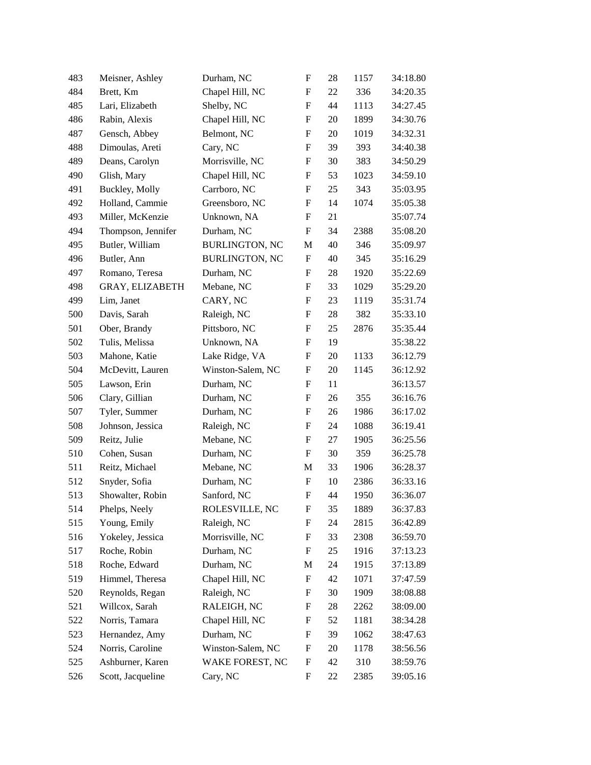| | | | | | | |
|---|---|---|---|---|---|---|
| 483 | Meisner, Ashley | Durham, NC | F | 28 | 1157 | 34:18.80 |
| 484 | Brett, Km | Chapel Hill, NC | F | 22 | 336 | 34:20.35 |
| 485 | Lari, Elizabeth | Shelby, NC | F | 44 | 1113 | 34:27.45 |
| 486 | Rabin, Alexis | Chapel Hill, NC | F | 20 | 1899 | 34:30.76 |
| 487 | Gensch, Abbey | Belmont, NC | F | 20 | 1019 | 34:32.31 |
| 488 | Dimoulas, Areti | Cary, NC | F | 39 | 393 | 34:40.38 |
| 489 | Deans, Carolyn | Morrisville, NC | F | 30 | 383 | 34:50.29 |
| 490 | Glish, Mary | Chapel Hill, NC | F | 53 | 1023 | 34:59.10 |
| 491 | Buckley, Molly | Carrboro, NC | F | 25 | 343 | 35:03.95 |
| 492 | Holland, Cammie | Greensboro, NC | F | 14 | 1074 | 35:05.38 |
| 493 | Miller, McKenzie | Unknown, NA | F | 21 | | 35:07.74 |
| 494 | Thompson, Jennifer | Durham, NC | F | 34 | 2388 | 35:08.20 |
| 495 | Butler, William | BURLINGTON, NC | M | 40 | 346 | 35:09.97 |
| 496 | Butler, Ann | BURLINGTON, NC | F | 40 | 345 | 35:16.29 |
| 497 | Romano, Teresa | Durham, NC | F | 28 | 1920 | 35:22.69 |
| 498 | GRAY, ELIZABETH | Mebane, NC | F | 33 | 1029 | 35:29.20 |
| 499 | Lim, Janet | CARY, NC | F | 23 | 1119 | 35:31.74 |
| 500 | Davis, Sarah | Raleigh, NC | F | 28 | 382 | 35:33.10 |
| 501 | Ober, Brandy | Pittsboro, NC | F | 25 | 2876 | 35:35.44 |
| 502 | Tulis, Melissa | Unknown, NA | F | 19 | | 35:38.22 |
| 503 | Mahone, Katie | Lake Ridge, VA | F | 20 | 1133 | 36:12.79 |
| 504 | McDevitt, Lauren | Winston-Salem, NC | F | 20 | 1145 | 36:12.92 |
| 505 | Lawson, Erin | Durham, NC | F | 11 | | 36:13.57 |
| 506 | Clary, Gillian | Durham, NC | F | 26 | 355 | 36:16.76 |
| 507 | Tyler, Summer | Durham, NC | F | 26 | 1986 | 36:17.02 |
| 508 | Johnson, Jessica | Raleigh, NC | F | 24 | 1088 | 36:19.41 |
| 509 | Reitz, Julie | Mebane, NC | F | 27 | 1905 | 36:25.56 |
| 510 | Cohen, Susan | Durham, NC | F | 30 | 359 | 36:25.78 |
| 511 | Reitz, Michael | Mebane, NC | M | 33 | 1906 | 36:28.37 |
| 512 | Snyder, Sofia | Durham, NC | F | 10 | 2386 | 36:33.16 |
| 513 | Showalter, Robin | Sanford, NC | F | 44 | 1950 | 36:36.07 |
| 514 | Phelps, Neely | ROLESVILLE, NC | F | 35 | 1889 | 36:37.83 |
| 515 | Young, Emily | Raleigh, NC | F | 24 | 2815 | 36:42.89 |
| 516 | Yokeley, Jessica | Morrisville, NC | F | 33 | 2308 | 36:59.70 |
| 517 | Roche, Robin | Durham, NC | F | 25 | 1916 | 37:13.23 |
| 518 | Roche, Edward | Durham, NC | M | 24 | 1915 | 37:13.89 |
| 519 | Himmel, Theresa | Chapel Hill, NC | F | 42 | 1071 | 37:47.59 |
| 520 | Reynolds, Regan | Raleigh, NC | F | 30 | 1909 | 38:08.88 |
| 521 | Willcox, Sarah | RALEIGH, NC | F | 28 | 2262 | 38:09.00 |
| 522 | Norris, Tamara | Chapel Hill, NC | F | 52 | 1181 | 38:34.28 |
| 523 | Hernandez, Amy | Durham, NC | F | 39 | 1062 | 38:47.63 |
| 524 | Norris, Caroline | Winston-Salem, NC | F | 20 | 1178 | 38:56.56 |
| 525 | Ashburner, Karen | WAKE FOREST, NC | F | 42 | 310 | 38:59.76 |
| 526 | Scott, Jacqueline | Cary, NC | F | 22 | 2385 | 39:05.16 |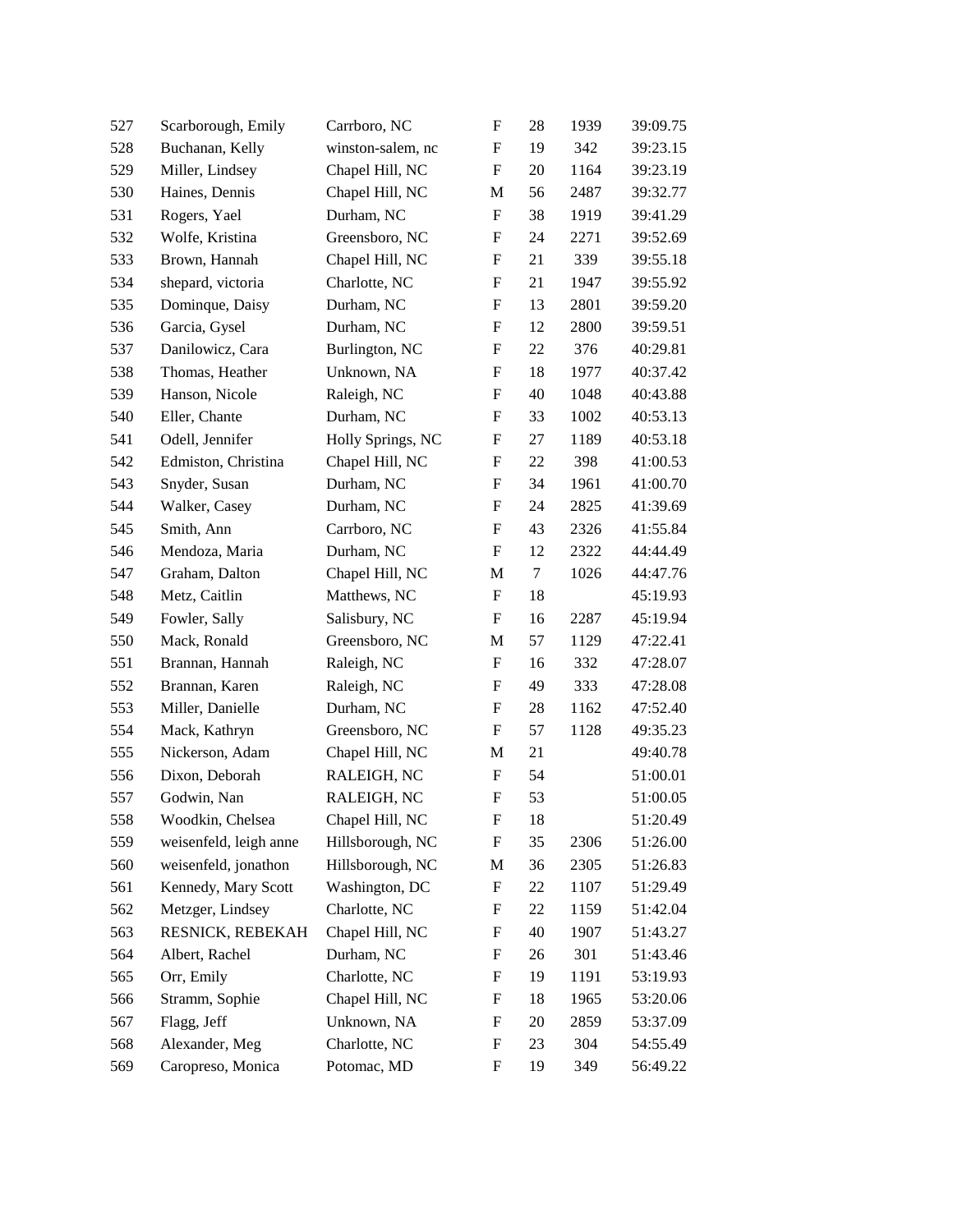| | | | | | | |
|---|---|---|---|---|---|---|
| 527 | Scarborough, Emily | Carrboro, NC | F | 28 | 1939 | 39:09.75 |
| 528 | Buchanan, Kelly | winston-salem, nc | F | 19 | 342 | 39:23.15 |
| 529 | Miller, Lindsey | Chapel Hill, NC | F | 20 | 1164 | 39:23.19 |
| 530 | Haines, Dennis | Chapel Hill, NC | M | 56 | 2487 | 39:32.77 |
| 531 | Rogers, Yael | Durham, NC | F | 38 | 1919 | 39:41.29 |
| 532 | Wolfe, Kristina | Greensboro, NC | F | 24 | 2271 | 39:52.69 |
| 533 | Brown, Hannah | Chapel Hill, NC | F | 21 | 339 | 39:55.18 |
| 534 | shepard, victoria | Charlotte, NC | F | 21 | 1947 | 39:55.92 |
| 535 | Dominque, Daisy | Durham, NC | F | 13 | 2801 | 39:59.20 |
| 536 | Garcia, Gysel | Durham, NC | F | 12 | 2800 | 39:59.51 |
| 537 | Danilowicz, Cara | Burlington, NC | F | 22 | 376 | 40:29.81 |
| 538 | Thomas, Heather | Unknown, NA | F | 18 | 1977 | 40:37.42 |
| 539 | Hanson, Nicole | Raleigh, NC | F | 40 | 1048 | 40:43.88 |
| 540 | Eller, Chante | Durham, NC | F | 33 | 1002 | 40:53.13 |
| 541 | Odell, Jennifer | Holly Springs, NC | F | 27 | 1189 | 40:53.18 |
| 542 | Edmiston, Christina | Chapel Hill, NC | F | 22 | 398 | 41:00.53 |
| 543 | Snyder, Susan | Durham, NC | F | 34 | 1961 | 41:00.70 |
| 544 | Walker, Casey | Durham, NC | F | 24 | 2825 | 41:39.69 |
| 545 | Smith, Ann | Carrboro, NC | F | 43 | 2326 | 41:55.84 |
| 546 | Mendoza, Maria | Durham, NC | F | 12 | 2322 | 44:44.49 |
| 547 | Graham, Dalton | Chapel Hill, NC | M | 7 | 1026 | 44:47.76 |
| 548 | Metz, Caitlin | Matthews, NC | F | 18 | | 45:19.93 |
| 549 | Fowler, Sally | Salisbury, NC | F | 16 | 2287 | 45:19.94 |
| 550 | Mack, Ronald | Greensboro, NC | M | 57 | 1129 | 47:22.41 |
| 551 | Brannan, Hannah | Raleigh, NC | F | 16 | 332 | 47:28.07 |
| 552 | Brannan, Karen | Raleigh, NC | F | 49 | 333 | 47:28.08 |
| 553 | Miller, Danielle | Durham, NC | F | 28 | 1162 | 47:52.40 |
| 554 | Mack, Kathryn | Greensboro, NC | F | 57 | 1128 | 49:35.23 |
| 555 | Nickerson, Adam | Chapel Hill, NC | M | 21 | | 49:40.78 |
| 556 | Dixon, Deborah | RALEIGH, NC | F | 54 | | 51:00.01 |
| 557 | Godwin, Nan | RALEIGH, NC | F | 53 | | 51:00.05 |
| 558 | Woodkin, Chelsea | Chapel Hill, NC | F | 18 | | 51:20.49 |
| 559 | weisenfeld, leigh anne | Hillsborough, NC | F | 35 | 2306 | 51:26.00 |
| 560 | weisenfeld, jonathon | Hillsborough, NC | M | 36 | 2305 | 51:26.83 |
| 561 | Kennedy, Mary Scott | Washington, DC | F | 22 | 1107 | 51:29.49 |
| 562 | Metzger, Lindsey | Charlotte, NC | F | 22 | 1159 | 51:42.04 |
| 563 | RESNICK, REBEKAH | Chapel Hill, NC | F | 40 | 1907 | 51:43.27 |
| 564 | Albert, Rachel | Durham, NC | F | 26 | 301 | 51:43.46 |
| 565 | Orr, Emily | Charlotte, NC | F | 19 | 1191 | 53:19.93 |
| 566 | Stramm, Sophie | Chapel Hill, NC | F | 18 | 1965 | 53:20.06 |
| 567 | Flagg, Jeff | Unknown, NA | F | 20 | 2859 | 53:37.09 |
| 568 | Alexander, Meg | Charlotte, NC | F | 23 | 304 | 54:55.49 |
| 569 | Caropreso, Monica | Potomac, MD | F | 19 | 349 | 56:49.22 |